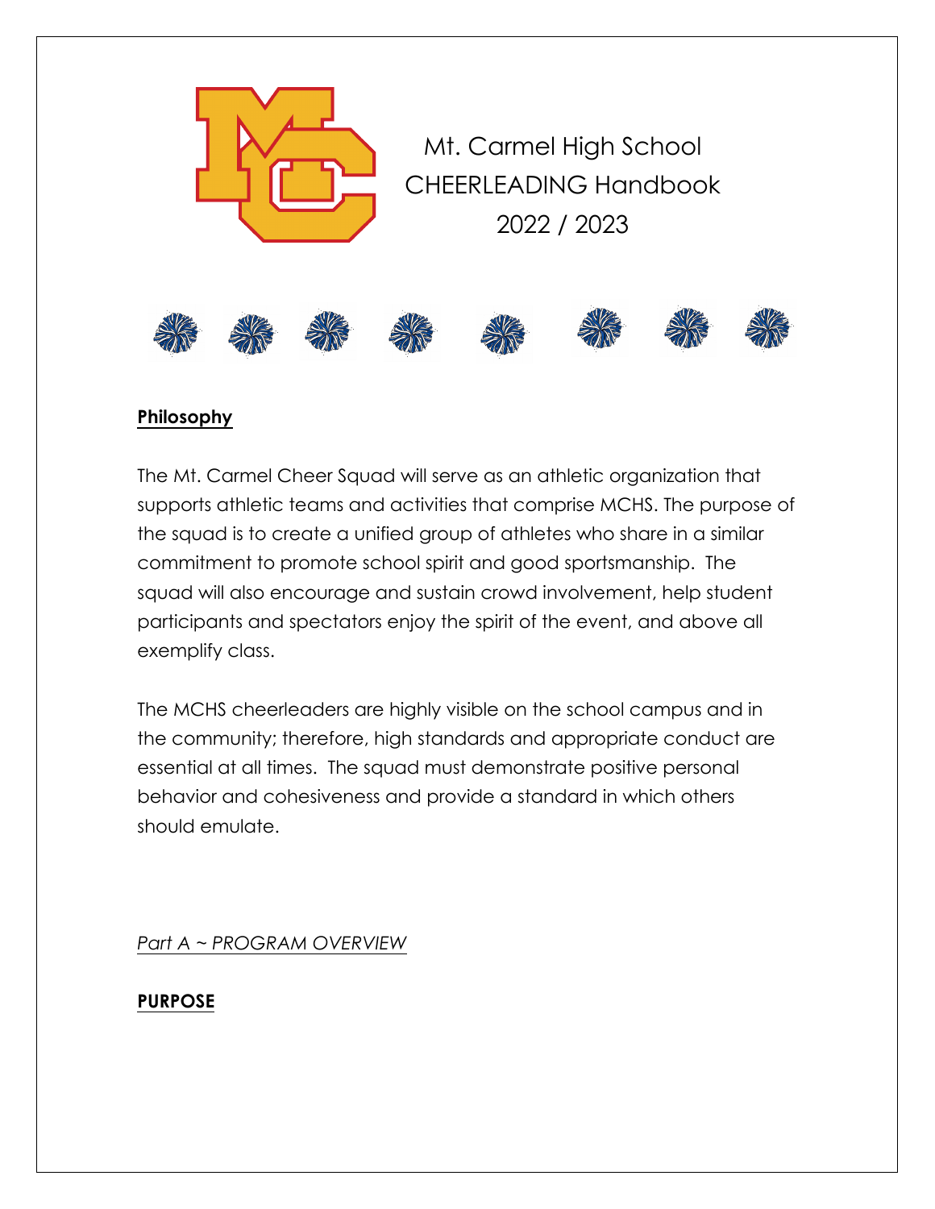# Mt. Carmel High School CHEERLEADING Handbook 2022 / 2023

## **Philosophy**

The Mt. Carmel Cheer Squad will serve as an athletic organization that supports athletic teams and activities that comprise MCHS. The purpose of the squad is to create a unified group of athletes who share in a similar commitment to promote school spirit and good sportsmanship. The squad will also encourage and sustain crowd involvement, help student participants and spectators enjoy the spirit of the event, and above all exemplify class.

The MCHS cheerleaders are highly visible on the school campus and in the community; therefore, high standards and appropriate conduct are essential at all times. The squad must demonstrate positive personal behavior and cohesiveness and provide a standard in which others should emulate.

*Part A ~ PROGRAM OVERVIEW*

## **PURPOSE**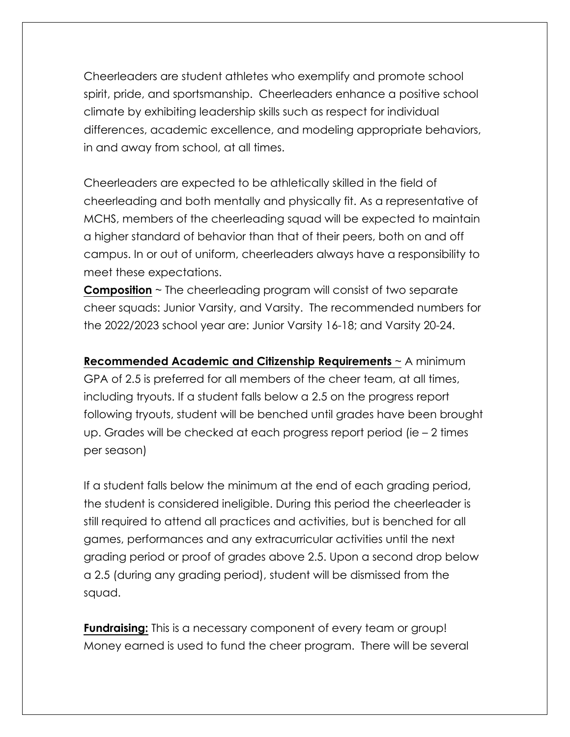Cheerleaders are student athletes who exemplify and promote school spirit, pride, and sportsmanship. Cheerleaders enhance a positive school climate by exhibiting leadership skills such as respect for individual differences, academic excellence, and modeling appropriate behaviors, in and away from school, at all times.

Cheerleaders are expected to be athletically skilled in the field of cheerleading and both mentally and physically fit. As a representative of MCHS, members of the cheerleading squad will be expected to maintain a higher standard of behavior than that of their peers, both on and off campus. In or out of uniform, cheerleaders always have a responsibility to meet these expectations.

**Composition** ~ The cheerleading program will consist of two separate cheer squads: Junior Varsity, and Varsity. The recommended numbers for the 2022/2023 school year are: Junior Varsity 16-18; and Varsity 20-24.

**Recommended Academic and Citizenship Requirements** ~ A minimum GPA of 2.5 is preferred for all members of the cheer team, at all times, including tryouts. If a student falls below a 2.5 on the progress report following tryouts, student will be benched until grades have been brought up. Grades will be checked at each progress report period (ie – 2 times per season)

If a student falls below the minimum at the end of each grading period, the student is considered ineligible. During this period the cheerleader is still required to attend all practices and activities, but is benched for all games, performances and any extracurricular activities until the next grading period or proof of grades above 2.5. Upon a second drop below a 2.5 (during any grading period), student will be dismissed from the squad.

**Fundraising:** This is a necessary component of every team or group! Money earned is used to fund the cheer program. There will be several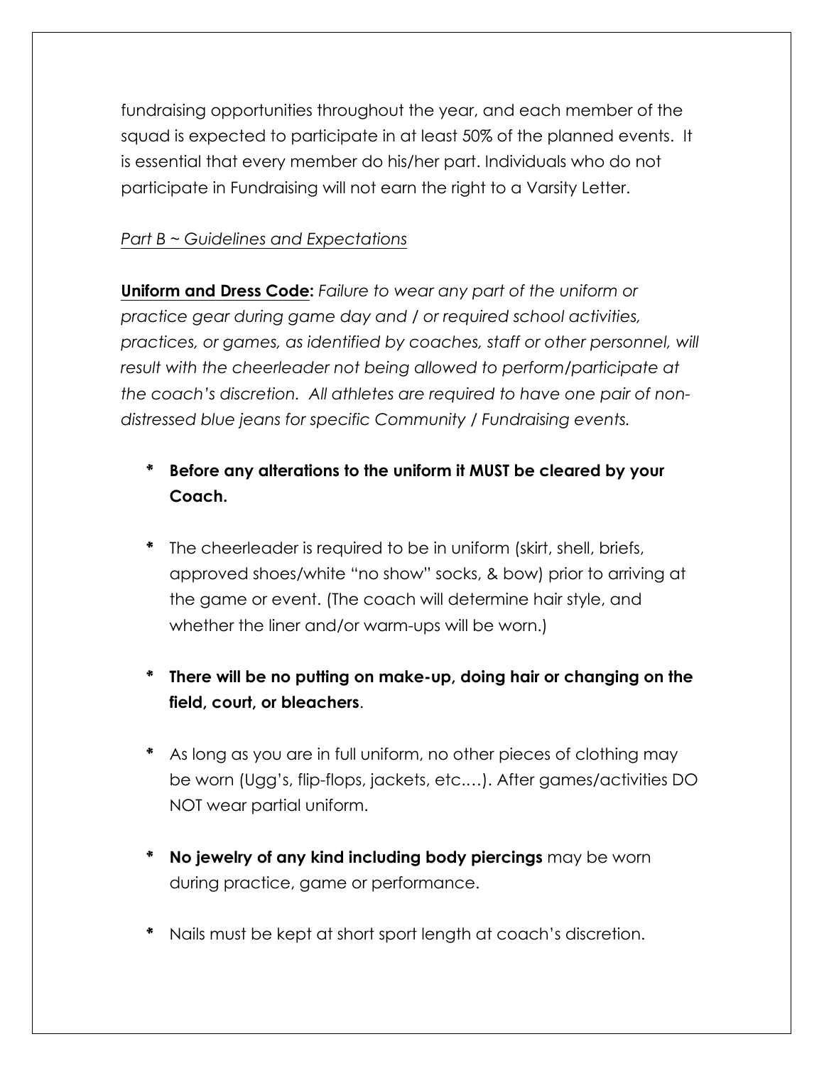fundraising opportunities throughout the year, and each member of the squad is expected to participate in at least 50% of the planned events. It is essential that every member do his/her part. Individuals who do not participate in Fundraising will not earn the right to a Varsity Letter.

*<u>Part B ~ Guidelines and Expectations</u>*

**<u>Uniform and Dress Code</u>:** *Failure to wear any part of the uniform or practice gear during game day and / or required school activities, practices, or games, as identified by coaches, staff or other personnel, will result with the cheerleader not being allowed to perform/participate at the coach's discretion. All athletes are required to have one pair of non-distressed blue jeans for specific Community / Fundraising events.*

- **Before any alterations to the uniform it MUST be cleared by your Coach.**
- The cheerleader is required to be in uniform (skirt, shell, briefs, approved shoes/white "no show" socks, & bow) prior to arriving at the game or event. (The coach will determine hair style, and whether the liner and/or warm-ups will be worn.)
- **There will be no putting on make-up, doing hair or changing on the field, court, or bleachers**.
- As long as you are in full uniform, no other pieces of clothing may be worn (Ugg's, flip-flops, jackets, etc.…). After games/activities DO NOT wear partial uniform.
- **No jewelry of any kind including body piercings** may be worn during practice, game or performance.
- Nails must be kept at short sport length at coach's discretion.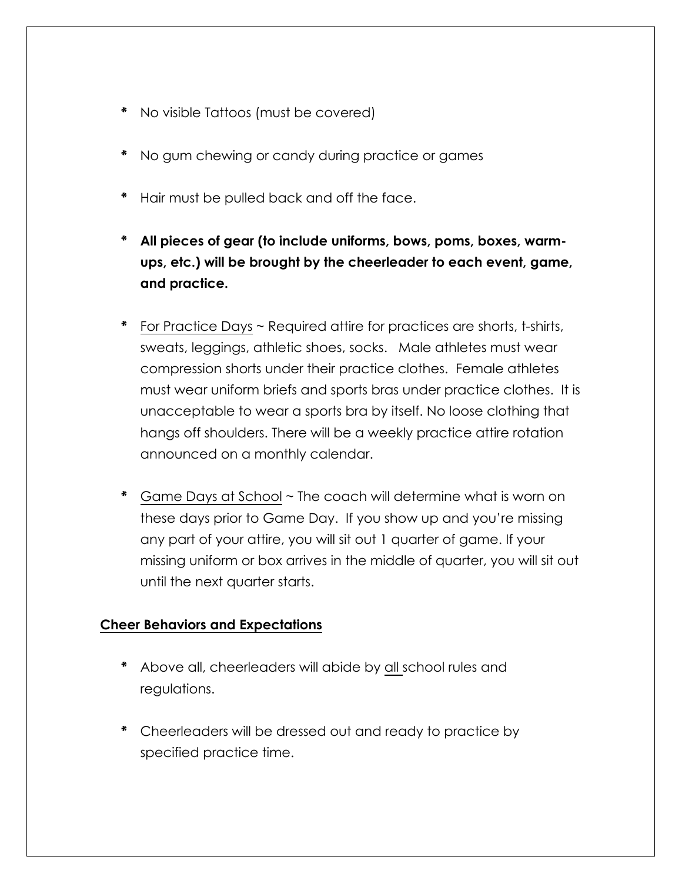* No visible Tattoos (must be covered)

* No gum chewing or candy during practice or games

* Hair must be pulled back and off the face.

* **All pieces of gear (to include uniforms, bows, poms, boxes, warm-ups, etc.) will be brought by the cheerleader to each event, game, and practice.**

* <u>For Practice Days</u> ~ Required attire for practices are shorts, t-shirts, sweats, leggings, athletic shoes, socks. Male athletes must wear compression shorts under their practice clothes. Female athletes must wear uniform briefs and sports bras under practice clothes. It is unacceptable to wear a sports bra by itself. No loose clothing that hangs off shoulders. There will be a weekly practice attire rotation announced on a monthly calendar.

* <u>Game Days at School</u> ~ The coach will determine what is worn on these days prior to Game Day. If you show up and you're missing any part of your attire, you will sit out 1 quarter of game. If your missing uniform or box arrives in the middle of quarter, you will sit out until the next quarter starts.

**<u>Cheer Behaviors and Expectations</u>**

* Above all, cheerleaders will abide by <u>all</u> school rules and regulations.

* Cheerleaders will be dressed out and ready to practice by specified practice time.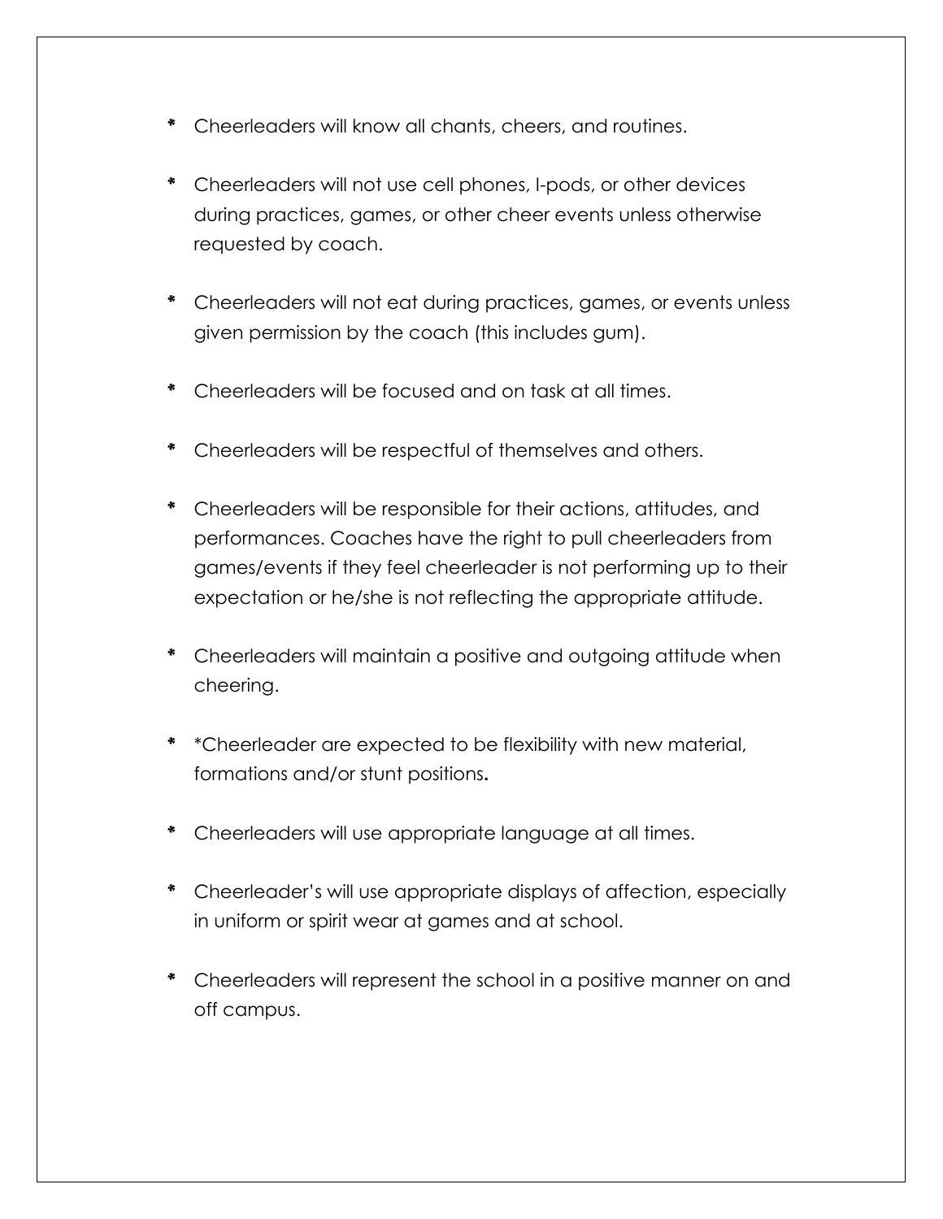* Cheerleaders will know all chants, cheers, and routines.

* Cheerleaders will not use cell phones, I-pods, or other devices during practices, games, or other cheer events unless otherwise requested by coach.

* Cheerleaders will not eat during practices, games, or events unless given permission by the coach (this includes gum).

* Cheerleaders will be focused and on task at all times.

* Cheerleaders will be respectful of themselves and others.

* Cheerleaders will be responsible for their actions, attitudes, and performances. Coaches have the right to pull cheerleaders from games/events if they feel cheerleader is not performing up to their expectation or he/she is not reflecting the appropriate attitude.

* Cheerleaders will maintain a positive and outgoing attitude when cheering.

* *Cheerleader are expected to be flexibility with new material, formations and/or stunt positions**.**

* Cheerleaders will use appropriate language at all times.

* Cheerleader's will use appropriate displays of affection, especially in uniform or spirit wear at games and at school.

* Cheerleaders will represent the school in a positive manner on and off campus.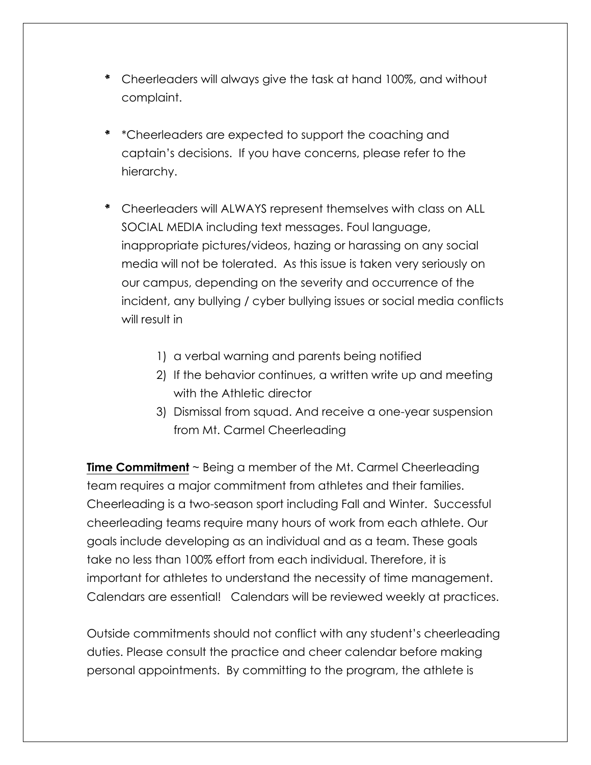- Cheerleaders will always give the task at hand 100%, and without complaint.

- *Cheerleaders are expected to support the coaching and captain's decisions. If you have concerns, please refer to the hierarchy.

- Cheerleaders will ALWAYS represent themselves with class on ALL SOCIAL MEDIA including text messages. Foul language, inappropriate pictures/videos, hazing or harassing on any social media will not be tolerated. As this issue is taken very seriously on our campus, depending on the severity and occurrence of the incident, any bullying / cyber bullying issues or social media conflicts will result in

    1) a verbal warning and parents being notified
    2) If the behavior continues, a written write up and meeting with the Athletic director
    3) Dismissal from squad. And receive a one-year suspension from Mt. Carmel Cheerleading

**Time Commitment** ~ Being a member of the Mt. Carmel Cheerleading team requires a major commitment from athletes and their families. Cheerleading is a two-season sport including Fall and Winter. Successful cheerleading teams require many hours of work from each athlete. Our goals include developing as an individual and as a team. These goals take no less than 100% effort from each individual. Therefore, it is important for athletes to understand the necessity of time management. Calendars are essential! Calendars will be reviewed weekly at practices.

Outside commitments should not conflict with any student's cheerleading duties. Please consult the practice and cheer calendar before making personal appointments. By committing to the program, the athlete is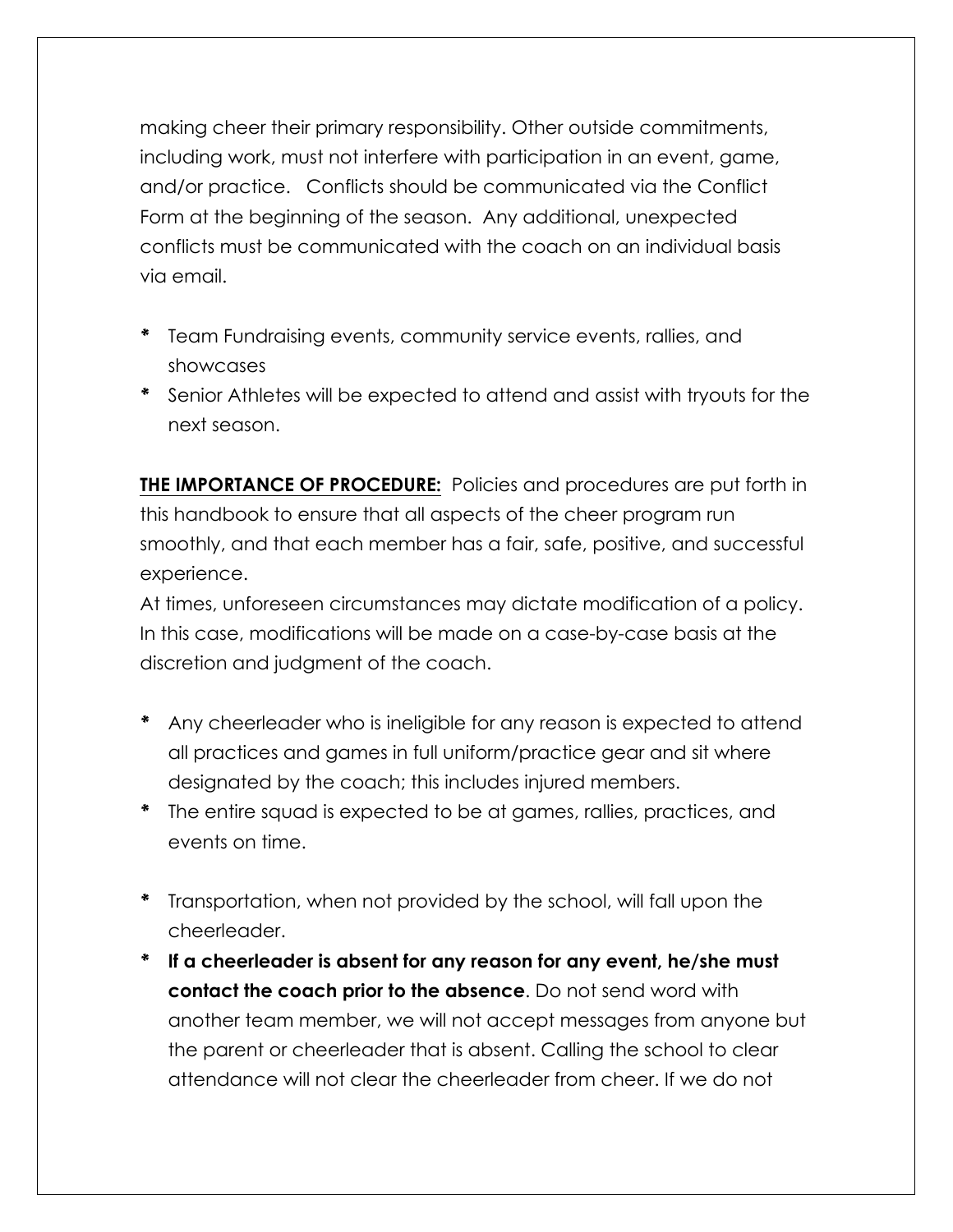making cheer their primary responsibility. Other outside commitments, including work, must not interfere with participation in an event, game, and/or practice. Conflicts should be communicated via the Conflict Form at the beginning of the season. Any additional, unexpected conflicts must be communicated with the coach on an individual basis via email.

* Team Fundraising events, community service events, rallies, and showcases
* Senior Athletes will be expected to attend and assist with tryouts for the next season.

<u>**THE IMPORTANCE OF PROCEDURE:**</u> Policies and procedures are put forth in this handbook to ensure that all aspects of the cheer program run smoothly, and that each member has a fair, safe, positive, and successful experience.

At times, unforeseen circumstances may dictate modification of a policy. In this case, modifications will be made on a case-by-case basis at the discretion and judgment of the coach.

* Any cheerleader who is ineligible for any reason is expected to attend all practices and games in full uniform/practice gear and sit where designated by the coach; this includes injured members.
* The entire squad is expected to be at games, rallies, practices, and events on time.

* Transportation, when not provided by the school, will fall upon the cheerleader.
* **If a cheerleader is absent for any reason for any event, he/she must contact the coach prior to the absence**. Do not send word with another team member, we will not accept messages from anyone but the parent or cheerleader that is absent. Calling the school to clear attendance will not clear the cheerleader from cheer. If we do not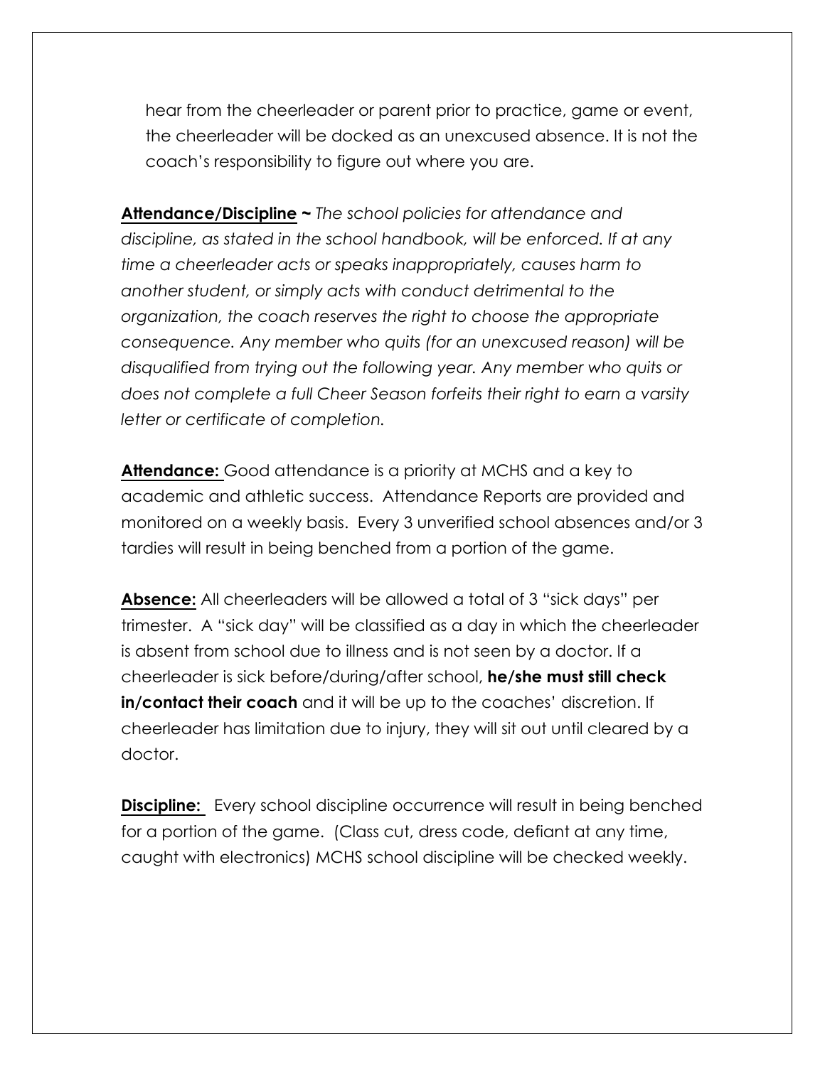hear from the cheerleader or parent prior to practice, game or event, the cheerleader will be docked as an unexcused absence. It is not the coach's responsibility to figure out where you are.

**Attendance/Discipline ~** *The school policies for attendance and discipline, as stated in the school handbook, will be enforced. If at any time a cheerleader acts or speaks inappropriately, causes harm to another student, or simply acts with conduct detrimental to the organization, the coach reserves the right to choose the appropriate consequence. Any member who quits (for an unexcused reason) will be disqualified from trying out the following year. Any member who quits or does not complete a full Cheer Season forfeits their right to earn a varsity letter or certificate of completion.*

**Attendance:** Good attendance is a priority at MCHS and a key to academic and athletic success. Attendance Reports are provided and monitored on a weekly basis. Every 3 unverified school absences and/or 3 tardies will result in being benched from a portion of the game.

**Absence:** All cheerleaders will be allowed a total of 3 "sick days" per trimester. A "sick day" will be classified as a day in which the cheerleader is absent from school due to illness and is not seen by a doctor. If a cheerleader is sick before/during/after school, **he/she must still check in/contact their coach** and it will be up to the coaches' discretion. If cheerleader has limitation due to injury, they will sit out until cleared by a doctor.

**Discipline:** Every school discipline occurrence will result in being benched for a portion of the game. (Class cut, dress code, defiant at any time, caught with electronics) MCHS school discipline will be checked weekly.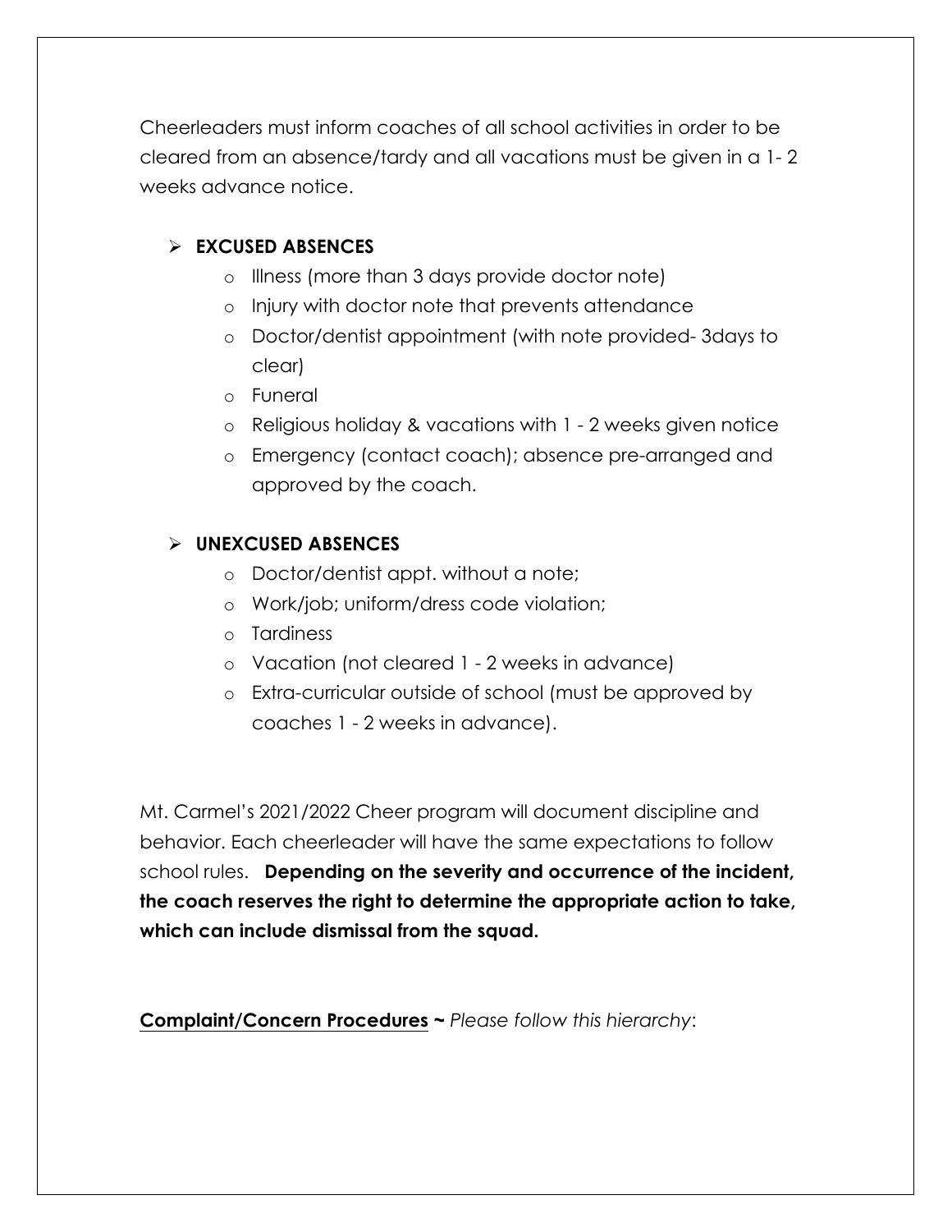Cheerleaders must inform coaches of all school activities in order to be cleared from an absence/tardy and all vacations must be given in a 1- 2 weeks advance notice.

- **EXCUSED ABSENCES**
  - Illness (more than 3 days provide doctor note)
  - Injury with doctor note that prevents attendance
  - Doctor/dentist appointment (with note provided- 3days to clear)
  - Funeral
  - Religious holiday & vacations with 1 - 2 weeks given notice
  - Emergency (contact coach); absence pre-arranged and approved by the coach.

- **UNEXCUSED ABSENCES**
  - Doctor/dentist appt. without a note;
  - Work/job; uniform/dress code violation;
  - Tardiness
  - Vacation (not cleared 1 - 2 weeks in advance)
  - Extra-curricular outside of school (must be approved by coaches 1 - 2 weeks in advance).

Mt. Carmel's 2021/2022 Cheer program will document discipline and behavior. Each cheerleader will have the same expectations to follow school rules. **Depending on the severity and occurrence of the incident, the coach reserves the right to determine the appropriate action to take, which can include dismissal from the squad.**

**<u>Complaint/Concern Procedures</u> ~** *Please follow this hierarchy*: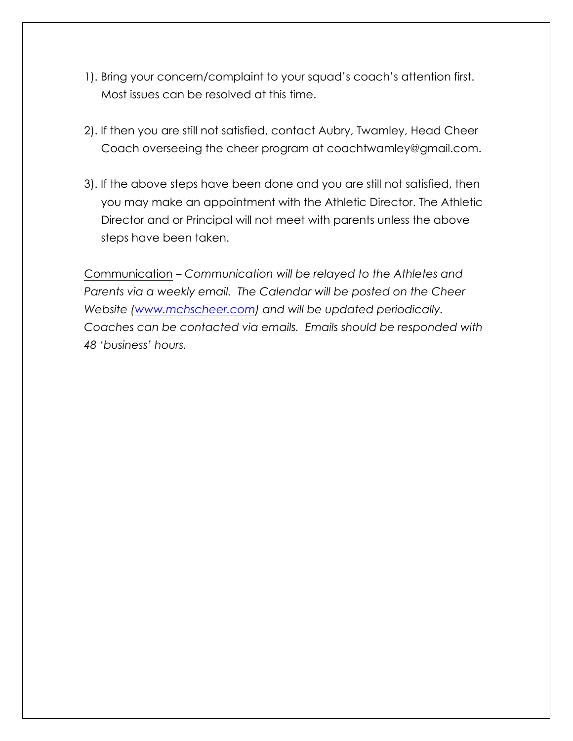1). Bring your concern/complaint to your squad's coach's attention first. Most issues can be resolved at this time.

2). If then you are still not satisfied, contact Aubry, Twamley, Head Cheer Coach overseeing the cheer program at coachtwamley@gmail.com.

3). If the above steps have been done and you are still not satisfied, then you may make an appointment with the Athletic Director. The Athletic Director and or Principal will not meet with parents unless the above steps have been taken.

<u>Communication</u> – *Communication will be relayed to the Athletes and Parents via a weekly email. The Calendar will be posted on the Cheer Website ([www.mchscheer.com](http://www.mchscheer.com)) and will be updated periodically. Coaches can be contacted via emails. Emails should be responded with 48 'business' hours.*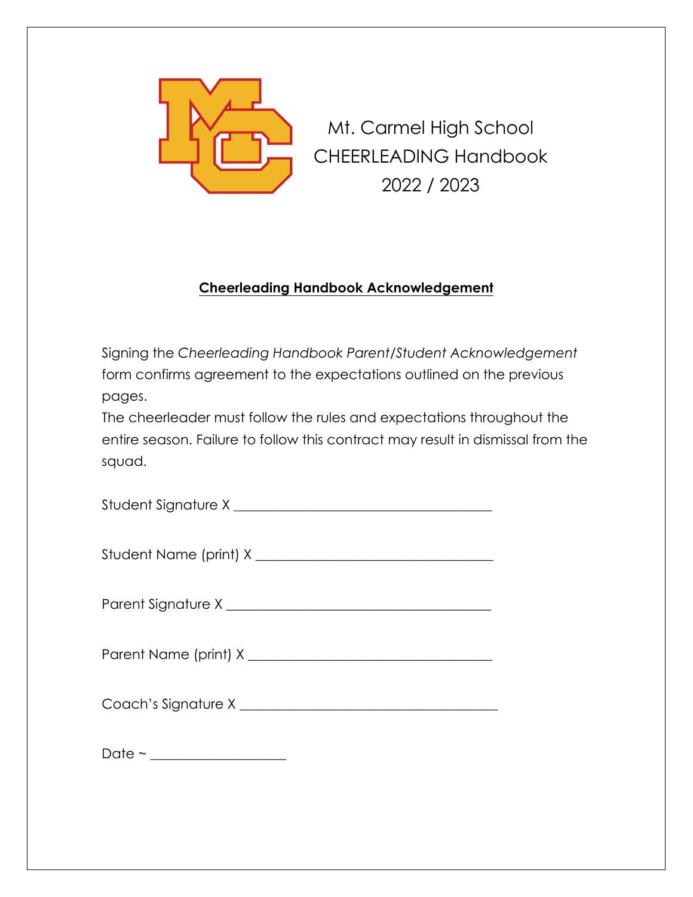Mt. Carmel High School
CHEERLEADING Handbook
2022 / 2023

## Cheerleading Handbook Acknowledgement

Signing the *Cheerleading Handbook Parent/Student Acknowledgement* form confirms agreement to the expectations outlined on the previous pages.
The cheerleader must follow the rules and expectations throughout the entire season. Failure to follow this contract may result in dismissal from the squad.

Student Signature X ______________________________________

Student Name (print) X ___________________________________

Parent Signature X _______________________________________

Parent Name (print) X ____________________________________

Coach's Signature X ______________________________________

Date ~ ____________________